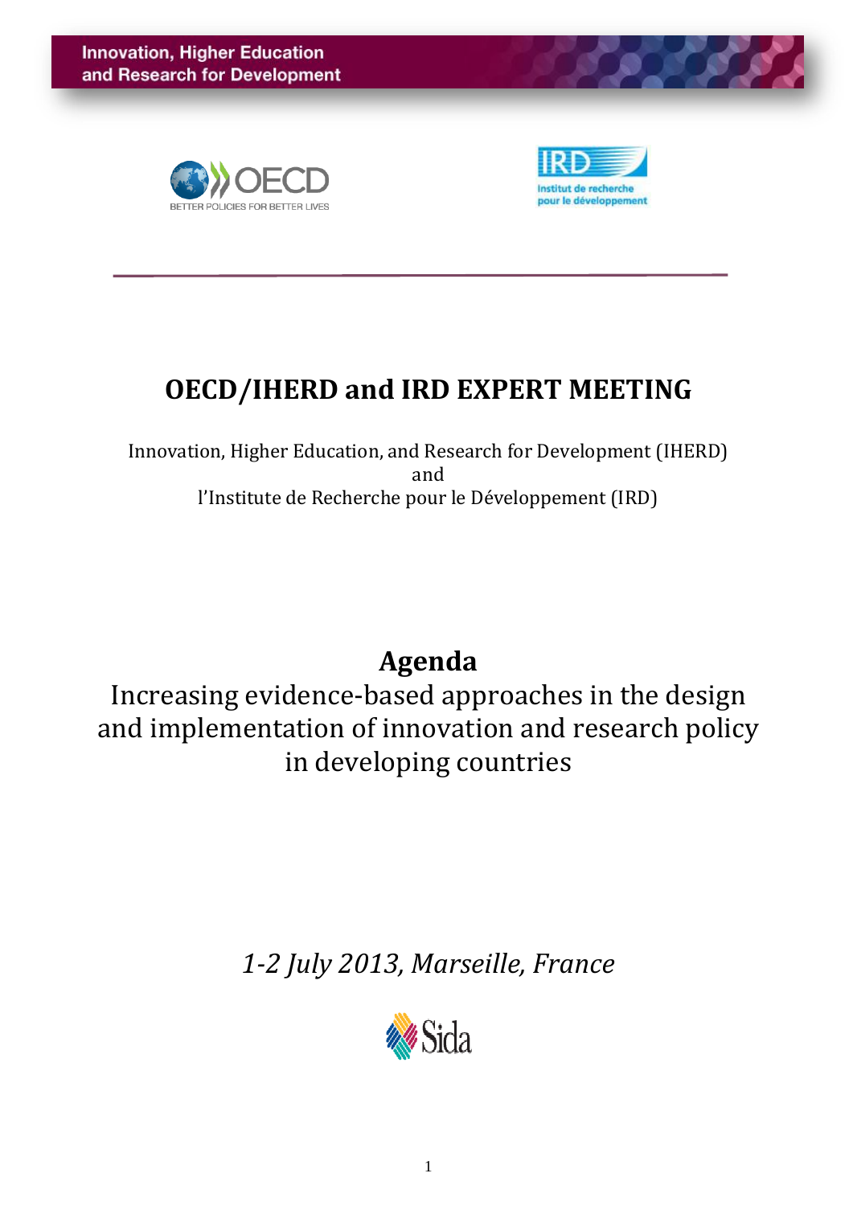Innovation, Higher Education and Research for Development

# OECD/IHERD and IRD EXPERT MEETING

Innovation, Higher Education, and Research for Development (IHERD)
and
l'Institute de Recherche pour le Développement (IRD)

## Agenda

Increasing evidence-based approaches in the design and implementation of innovation and research policy in developing countries

*1-2 July 2013, Marseille, France*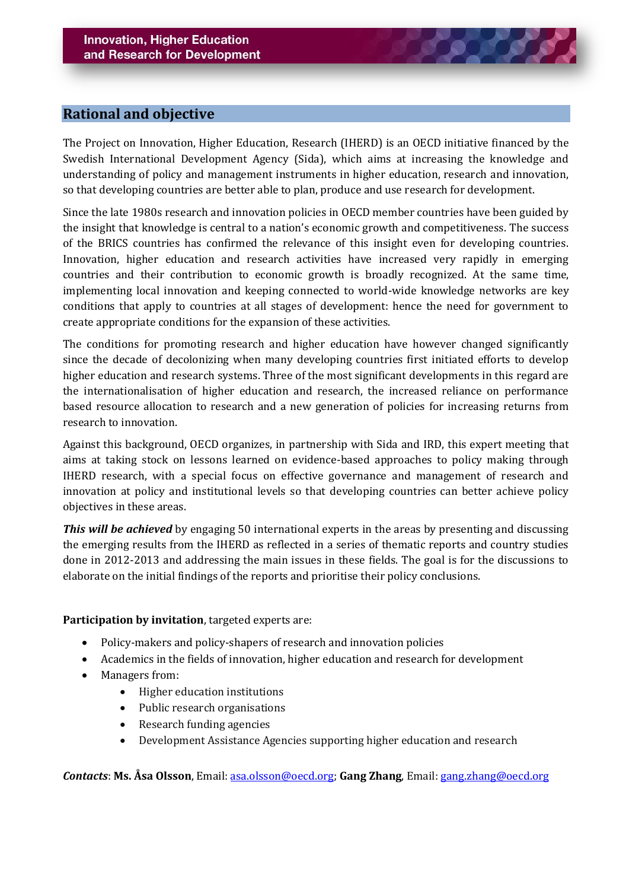## Rational and objective

The Project on Innovation, Higher Education, Research (IHERD) is an OECD initiative financed by the Swedish International Development Agency (Sida), which aims at increasing the knowledge and understanding of policy and management instruments in higher education, research and innovation, so that developing countries are better able to plan, produce and use research for development.

Since the late 1980s research and innovation policies in OECD member countries have been guided by the insight that knowledge is central to a nation's economic growth and competitiveness. The success of the BRICS countries has confirmed the relevance of this insight even for developing countries. Innovation, higher education and research activities have increased very rapidly in emerging countries and their contribution to economic growth is broadly recognized. At the same time, implementing local innovation and keeping connected to world-wide knowledge networks are key conditions that apply to countries at all stages of development: hence the need for government to create appropriate conditions for the expansion of these activities.

The conditions for promoting research and higher education have however changed significantly since the decade of decolonizing when many developing countries first initiated efforts to develop higher education and research systems. Three of the most significant developments in this regard are the internationalisation of higher education and research, the increased reliance on performance based resource allocation to research and a new generation of policies for increasing returns from research to innovation.

Against this background, OECD organizes, in partnership with Sida and IRD, this expert meeting that aims at taking stock on lessons learned on evidence-based approaches to policy making through IHERD research, with a special focus on effective governance and management of research and innovation at policy and institutional levels so that developing countries can better achieve policy objectives in these areas.

***This will be achieved*** by engaging 50 international experts in the areas by presenting and discussing the emerging results from the IHERD as reflected in a series of thematic reports and country studies done in 2012-2013 and addressing the main issues in these fields. The goal is for the discussions to elaborate on the initial findings of the reports and prioritise their policy conclusions.

**Participation by invitation**, targeted experts are:

- Policy-makers and policy-shapers of research and innovation policies
- Academics in the fields of innovation, higher education and research for development
- Managers from:
  - Higher education institutions
  - Public research organisations
  - Research funding agencies
  - Development Assistance Agencies supporting higher education and research

***Contacts***: **Ms. Åsa Olsson**, Email: asa.olsson@oecd.org; **Gang Zhang**, Email: gang.zhang@oecd.org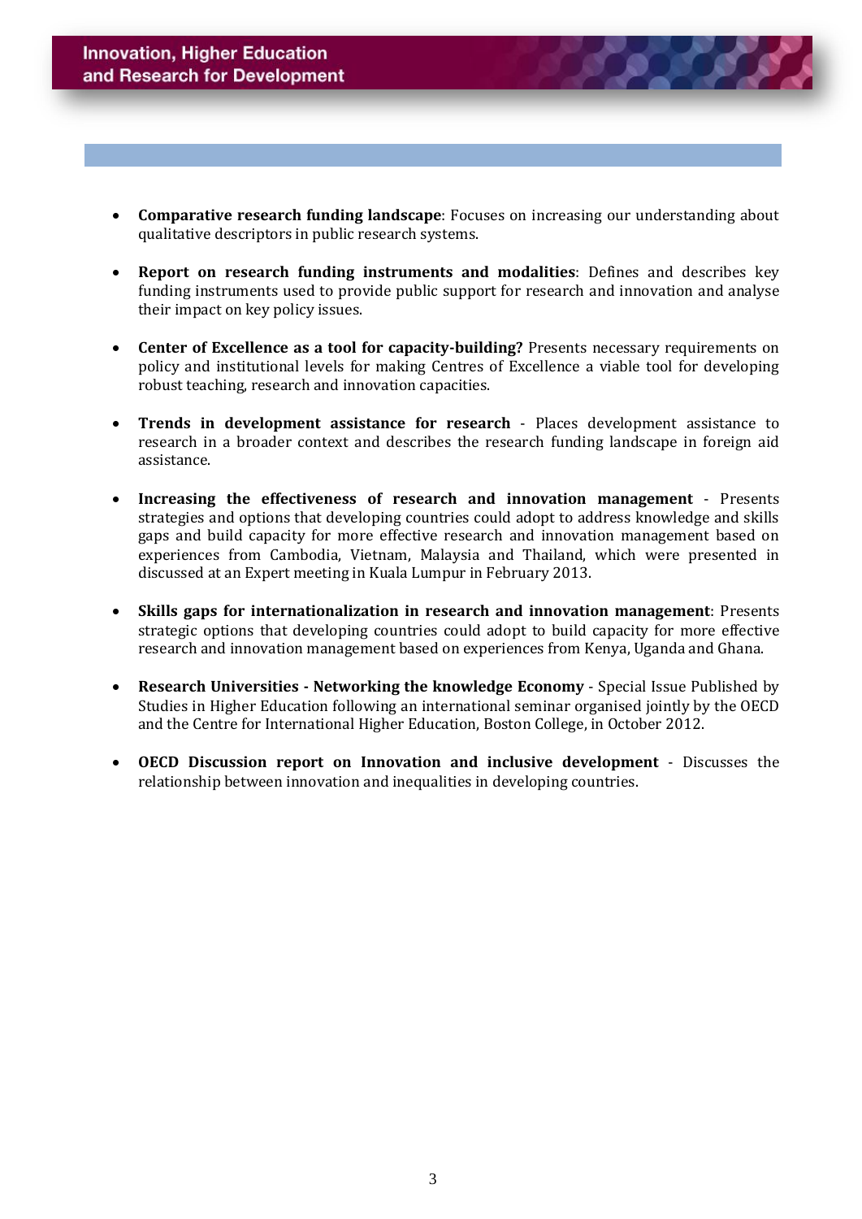- **Comparative research funding landscape**: Focuses on increasing our understanding about qualitative descriptors in public research systems.

- **Report on research funding instruments and modalities**: Defines and describes key funding instruments used to provide public support for research and innovation and analyse their impact on key policy issues.

- **Center of Excellence as a tool for capacity-building?** Presents necessary requirements on policy and institutional levels for making Centres of Excellence a viable tool for developing robust teaching, research and innovation capacities.

- **Trends in development assistance for research** - Places development assistance to research in a broader context and describes the research funding landscape in foreign aid assistance.

- **Increasing the effectiveness of research and innovation management** - Presents strategies and options that developing countries could adopt to address knowledge and skills gaps and build capacity for more effective research and innovation management based on experiences from Cambodia, Vietnam, Malaysia and Thailand, which were presented in discussed at an Expert meeting in Kuala Lumpur in February 2013.

- **Skills gaps for internationalization in research and innovation management**: Presents strategic options that developing countries could adopt to build capacity for more effective research and innovation management based on experiences from Kenya, Uganda and Ghana.

- **Research Universities - Networking the knowledge Economy** - Special Issue Published by Studies in Higher Education following an international seminar organised jointly by the OECD and the Centre for International Higher Education, Boston College, in October 2012.

- **OECD Discussion report on Innovation and inclusive development** - Discusses the relationship between innovation and inequalities in developing countries.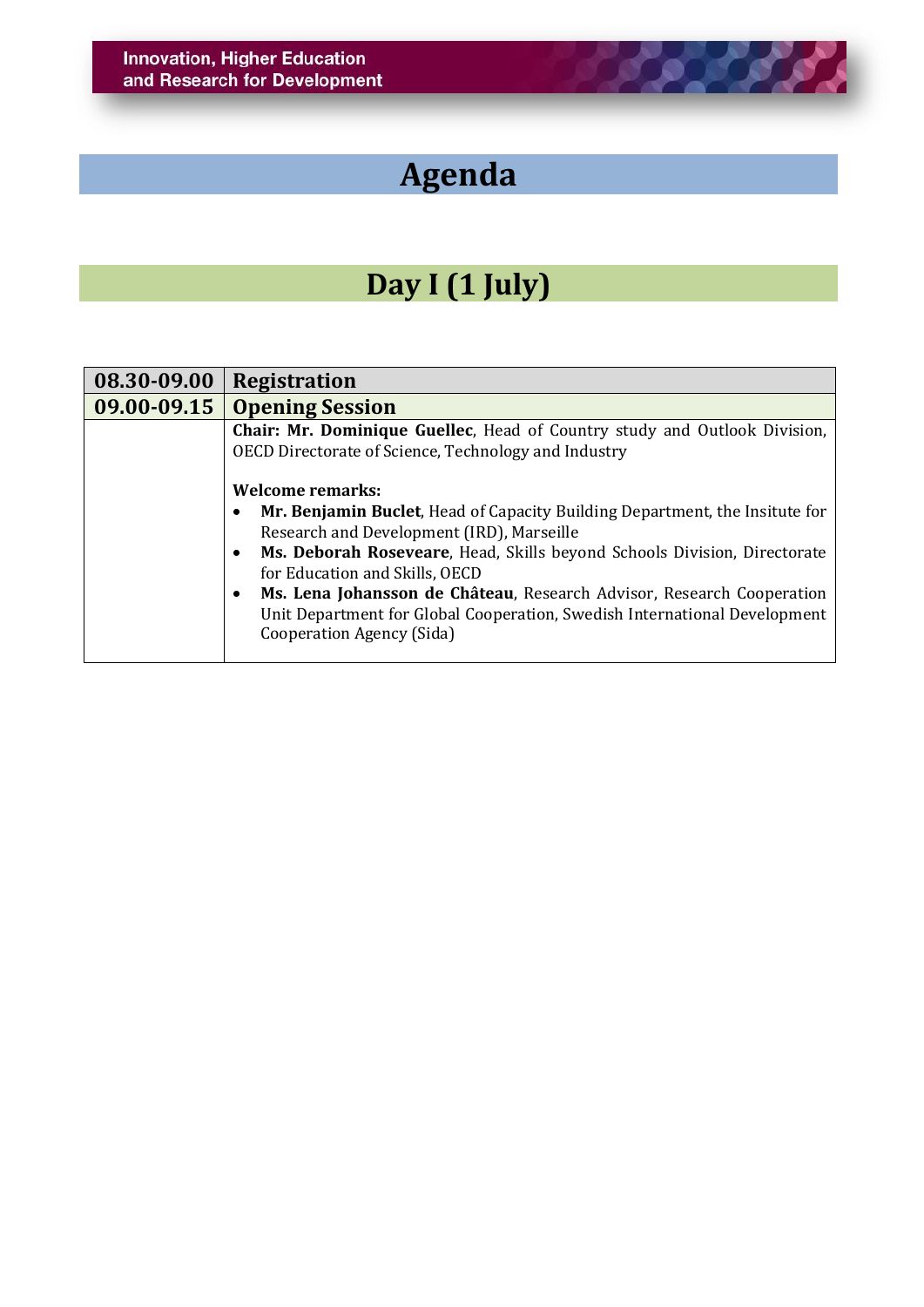# Agenda

## Day I (1 July)

| 08.30-09.00 | **Registration** |
|---|---|
| 09.00-09.15 | **Opening Session** |
| | **Chair: Mr. Dominique Guellec**, Head of Country study and Outlook Division, OECD Directorate of Science, Technology and Industry<br><br>**Welcome remarks:**<br>• **Mr. Benjamin Buclet**, Head of Capacity Building Department, the Insitute for Research and Development (IRD), Marseille<br>• **Ms. Deborah Roseveare**, Head, Skills beyond Schools Division, Directorate for Education and Skills, OECD<br>• **Ms. Lena Johansson de Château**, Research Advisor, Research Cooperation Unit Department for Global Cooperation, Swedish International Development Cooperation Agency (Sida) |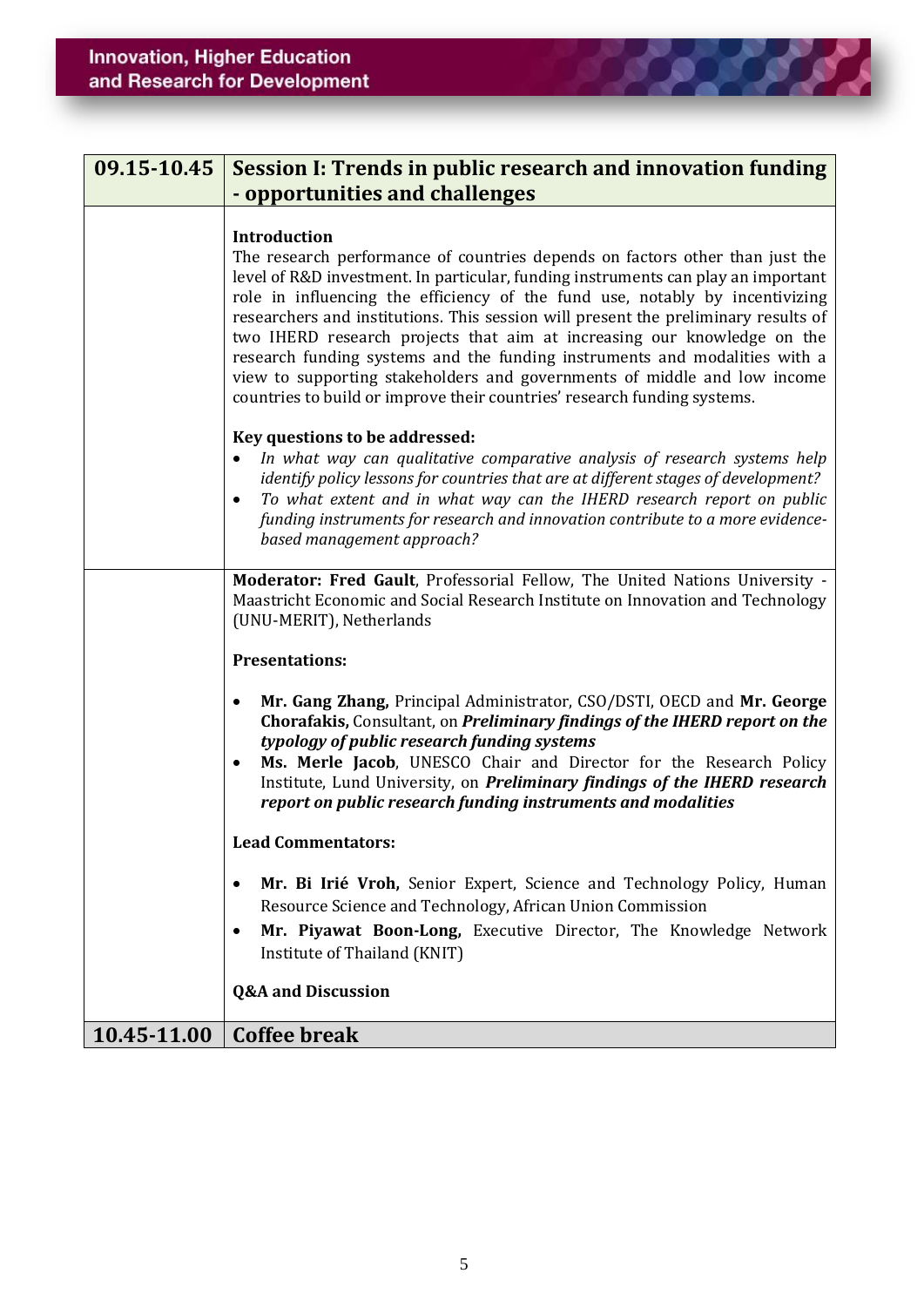| 09.15-10.45 | **Session I: Trends in public research and innovation funding - opportunities and challenges** |
|---|---|
| | **Introduction**<br>The research performance of countries depends on factors other than just the level of R&D investment. In particular, funding instruments can play an important role in influencing the efficiency of the fund use, notably by incentivizing researchers and institutions. This session will present the preliminary results of two IHERD research projects that aim at increasing our knowledge on the research funding systems and the funding instruments and modalities with a view to supporting stakeholders and governments of middle and low income countries to build or improve their countries' research funding systems.<br><br>**Key questions to be addressed:**<br>• *In what way can qualitative comparative analysis of research systems help identify policy lessons for countries that are at different stages of development?*<br>• *To what extent and in what way can the IHERD research report on public funding instruments for research and innovation contribute to a more evidence-based management approach?* |
| | **Moderator: Fred Gault**, Professorial Fellow, The United Nations University - Maastricht Economic and Social Research Institute on Innovation and Technology (UNU-MERIT), Netherlands<br><br>**Presentations:**<br><br>• **Mr. Gang Zhang,** Principal Administrator, CSO/DSTI, OECD and **Mr. George Chorafakis,** Consultant, on ***Preliminary findings of the IHERD report on the typology of public research funding systems***<br>• **Ms. Merle Jacob**, UNESCO Chair and Director for the Research Policy Institute, Lund University, on ***Preliminary findings of the IHERD research report on public research funding instruments and modalities***<br><br>**Lead Commentators:**<br><br>• **Mr. Bi Irié Vroh,** Senior Expert, Science and Technology Policy, Human Resource Science and Technology, African Union Commission<br>• **Mr. Piyawat Boon-Long,** Executive Director, The Knowledge Network Institute of Thailand (KNIT)<br><br>**Q&A and Discussion** |
| **10.45-11.00** | **Coffee break** |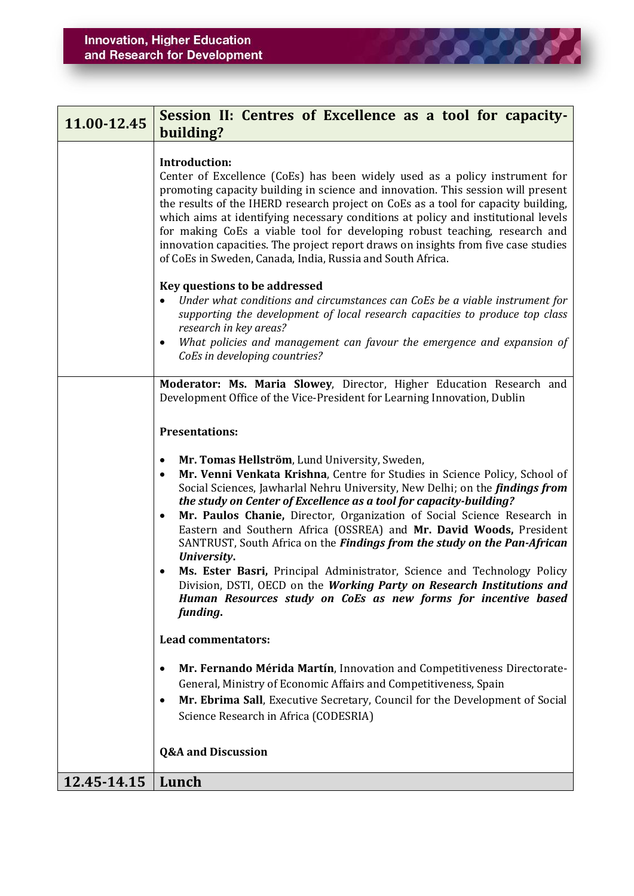| 11.00-12.45 | Session II: Centres of Excellence as a tool for capacity-building? |
|---|---|
| | **Introduction:**<br>Center of Excellence (CoEs) has been widely used as a policy instrument for promoting capacity building in science and innovation. This session will present the results of the IHERD research project on CoEs as a tool for capacity building, which aims at identifying necessary conditions at policy and institutional levels for making CoEs a viable tool for developing robust teaching, research and innovation capacities. The project report draws on insights from five case studies of CoEs in Sweden, Canada, India, Russia and South Africa.<br><br>**Key questions to be addressed**<br>• *Under what conditions and circumstances can CoEs be a viable instrument for supporting the development of local research capacities to produce top class research in key areas?*<br>• *What policies and management can favour the emergence and expansion of CoEs in developing countries?* |
| | **Moderator: Ms. Maria Slowey**, Director, Higher Education Research and Development Office of the Vice-President for Learning Innovation, Dublin<br><br>**Presentations:**<br><br>• **Mr. Tomas Hellström**, Lund University, Sweden,<br>• **Mr. Venni Venkata Krishna**, Centre for Studies in Science Policy, School of Social Sciences, Jawharlal Nehru University, New Delhi; on the ***findings from the study on Center of Excellence as a tool for capacity-building?***<br>• **Mr. Paulos Chanie,** Director, Organization of Social Science Research in Eastern and Southern Africa (OSSREA) and **Mr. David Woods,** President SANTRUST, South Africa on the ***Findings from the study on the Pan-African University***.<br>• **Ms. Ester Basri,** Principal Administrator, Science and Technology Policy Division, DSTI, OECD on the ***Working Party on Research Institutions and Human Resources study on CoEs as new forms for incentive based funding***.<br><br>**Lead commentators:**<br><br>• **Mr. Fernando Mérida Martín**, Innovation and Competitiveness Directorate-General, Ministry of Economic Affairs and Competitiveness, Spain<br>• **Mr. Ebrima Sall**, Executive Secretary, Council for the Development of Social Science Research in Africa (CODESRIA)<br><br>**Q&A and Discussion** |
| **12.45-14.15** | **Lunch** |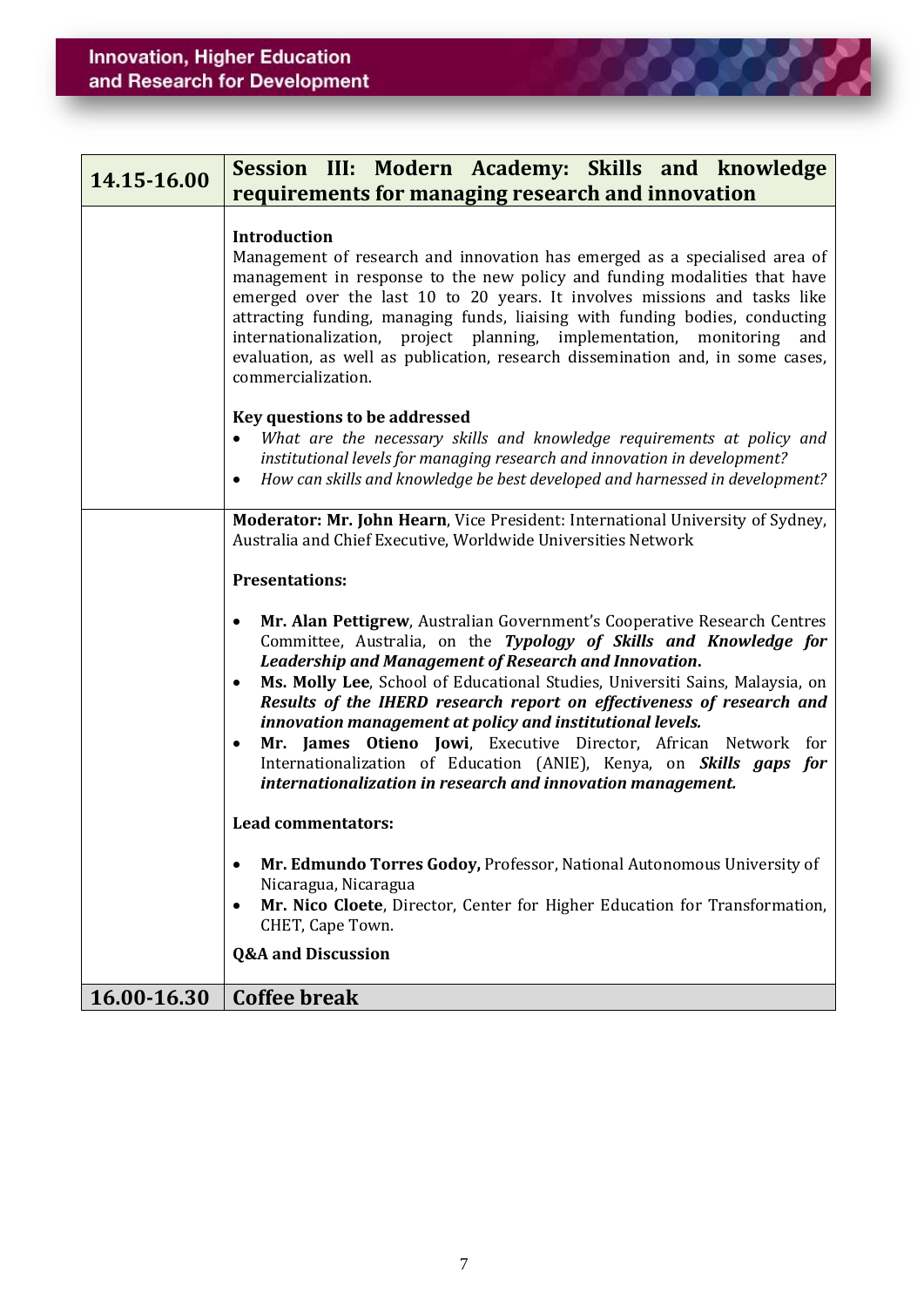| 14.15-16.00 | Session III: Modern Academy: Skills and knowledge requirements for managing research and innovation |
|---|---|

**Introduction**

Management of research and innovation has emerged as a specialised area of management in response to the new policy and funding modalities that have emerged over the last 10 to 20 years. It involves missions and tasks like attracting funding, managing funds, liaising with funding bodies, conducting internationalization, project planning, implementation, monitoring and evaluation, as well as publication, research dissemination and, in some cases, commercialization.

**Key questions to be addressed**

- *What are the necessary skills and knowledge requirements at policy and institutional levels for managing research and innovation in development?*
- *How can skills and knowledge be best developed and harnessed in development?*

**Moderator: Mr. John Hearn**, Vice President: International University of Sydney, Australia and Chief Executive, Worldwide Universities Network

**Presentations:**

- **Mr. Alan Pettigrew**, Australian Government's Cooperative Research Centres Committee, Australia, on the ***Typology of Skills and Knowledge for Leadership and Management of Research and Innovation*.**
- **Ms. Molly Lee**, School of Educational Studies, Universiti Sains, Malaysia, on ***Results of the IHERD research report on effectiveness of research and innovation management at policy and institutional levels.***
- **Mr. James Otieno Jowi**, Executive Director, African Network for Internationalization of Education (ANIE), Kenya, on ***Skills gaps for internationalization in research and innovation management.***

**Lead commentators:**

- **Mr. Edmundo Torres Godoy,** Professor, National Autonomous University of Nicaragua, Nicaragua
- **Mr. Nico Cloete**, Director, Center for Higher Education for Transformation, CHET, Cape Town.

**Q&A and Discussion**

| 16.00-16.30 | Coffee break |
|---|---|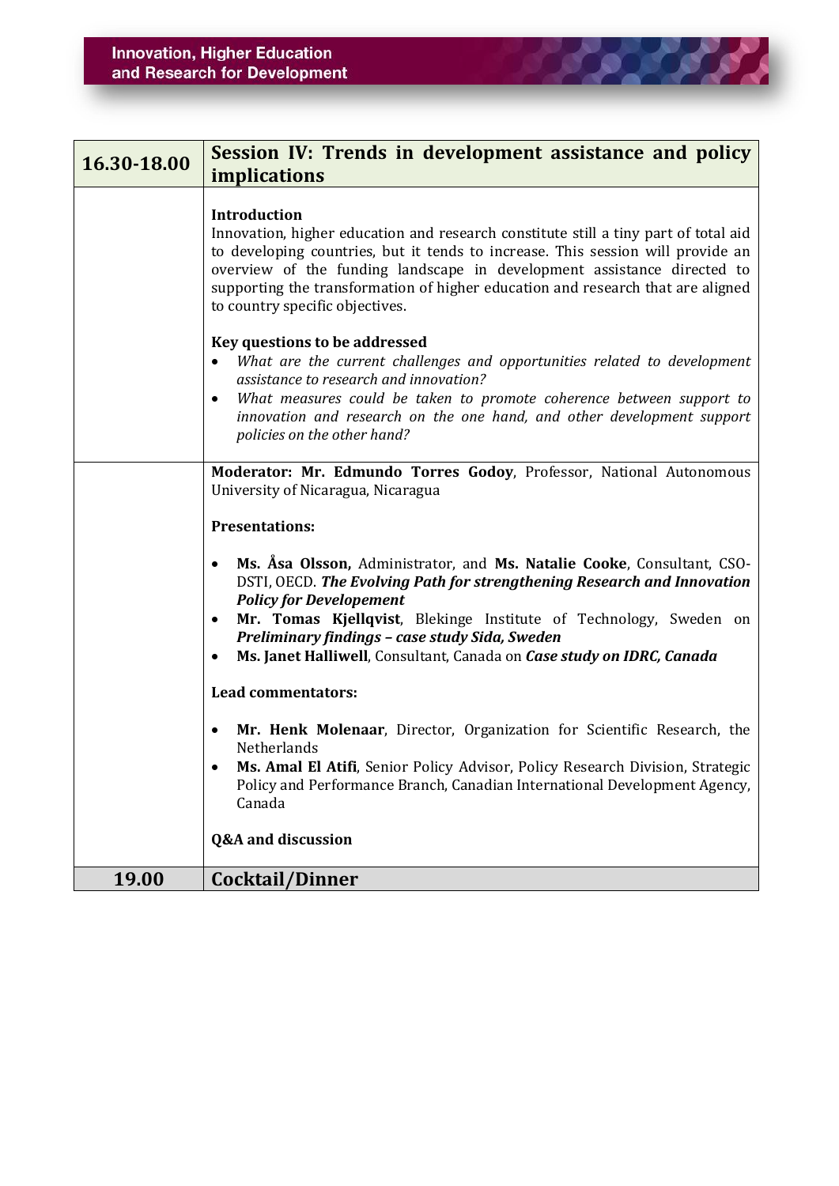| 16.30-18.00 | **Session IV: Trends in development assistance and policy implications** |
|---|---|
| | **Introduction**<br>Innovation, higher education and research constitute still a tiny part of total aid to developing countries, but it tends to increase. This session will provide an overview of the funding landscape in development assistance directed to supporting the transformation of higher education and research that are aligned to country specific objectives.<br><br>**Key questions to be addressed**<br>• *What are the current challenges and opportunities related to development assistance to research and innovation?*<br>• *What measures could be taken to promote coherence between support to innovation and research on the one hand, and other development support policies on the other hand?* |
| | **Moderator: Mr. Edmundo Torres Godoy**, Professor, National Autonomous University of Nicaragua, Nicaragua<br><br>**Presentations:**<br><br>• **Ms. Åsa Olsson,** Administrator, and **Ms. Natalie Cooke**, Consultant, CSO-DSTI, OECD. ***The Evolving Path for strengthening Research and Innovation Policy for Developement***<br>• **Mr. Tomas Kjellqvist**, Blekinge Institute of Technology, Sweden on ***Preliminary findings – case study Sida, Sweden***<br>• **Ms. Janet Halliwell**, Consultant, Canada on ***Case study on IDRC, Canada***<br><br>**Lead commentators:**<br><br>• **Mr. Henk Molenaar**, Director, Organization for Scientific Research, the Netherlands<br>• **Ms. Amal El Atifi**, Senior Policy Advisor, Policy Research Division, Strategic Policy and Performance Branch, Canadian International Development Agency, Canada<br><br>**Q&A and discussion** |
| **19.00** | **Cocktail/Dinner** |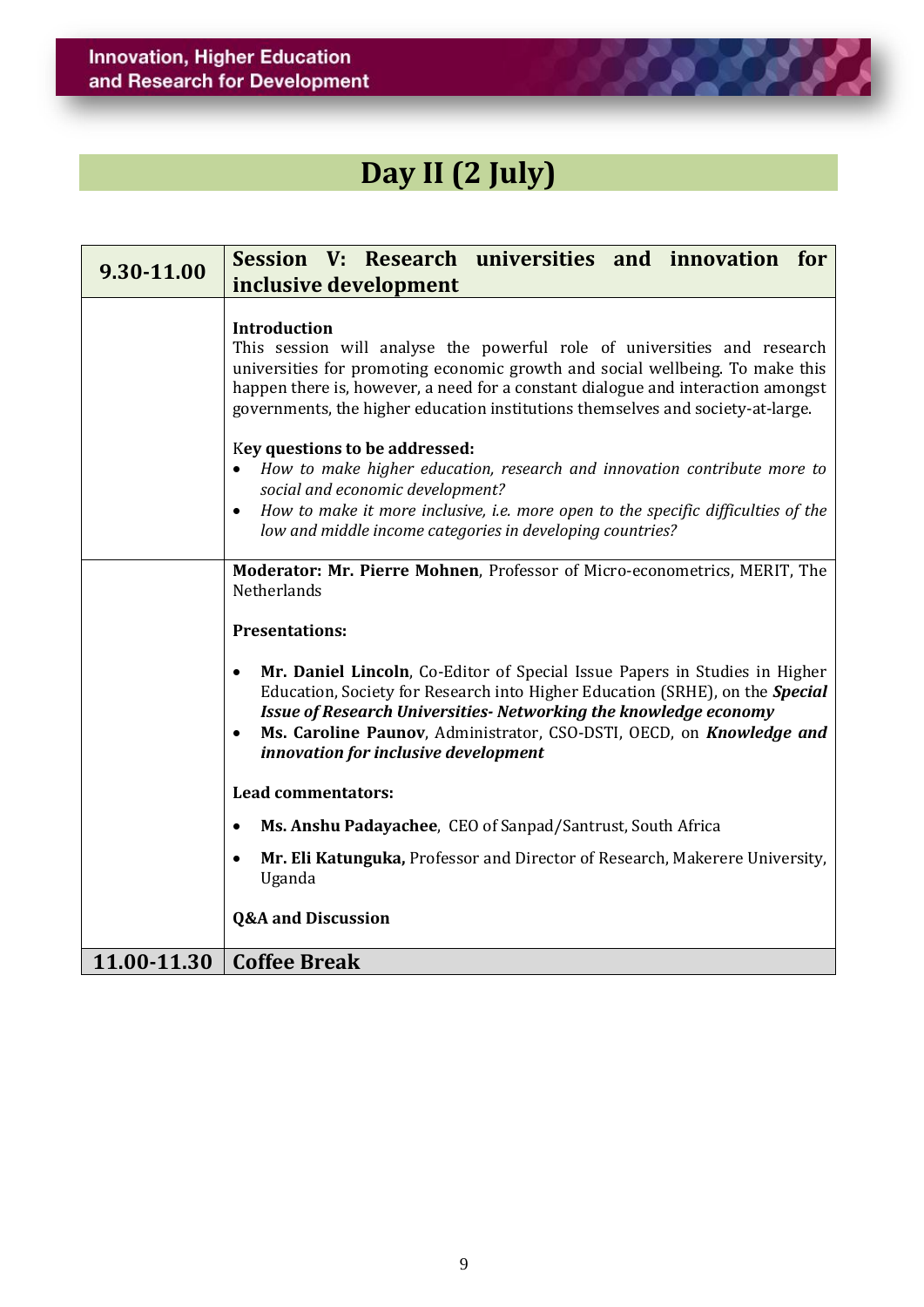# Day II (2 July)

| 9.30-11.00 | **Session V: Research universities and innovation for inclusive development** |
|---|---|
| | **Introduction**<br>This session will analyse the powerful role of universities and research universities for promoting economic growth and social wellbeing. To make this happen there is, however, a need for a constant dialogue and interaction amongst governments, the higher education institutions themselves and society-at-large.<br><br>K**ey questions to be addressed:**<br>• *How to make higher education, research and innovation contribute more to social and economic development?*<br>• *How to make it more inclusive, i.e. more open to the specific difficulties of the low and middle income categories in developing countries?* |
| | **Moderator: Mr. Pierre Mohnen**, Professor of Micro-econometrics, MERIT, The Netherlands<br><br>**Presentations:**<br><br>• **Mr. Daniel Lincoln**, Co-Editor of Special Issue Papers in Studies in Higher Education, Society for Research into Higher Education (SRHE), on the ***Special Issue of Research Universities- Networking the knowledge economy***<br>• **Ms. Caroline Paunov**, Administrator, CSO-DSTI, OECD, on ***Knowledge and innovation for inclusive development***<br><br>**Lead commentators:**<br><br>• **Ms. Anshu Padayachee**, CEO of Sanpad/Santrust, South Africa<br><br>• **Mr. Eli Katunguka,** Professor and Director of Research, Makerere University, Uganda<br><br>**Q&A and Discussion** |
| **11.00-11.30** | **Coffee Break** |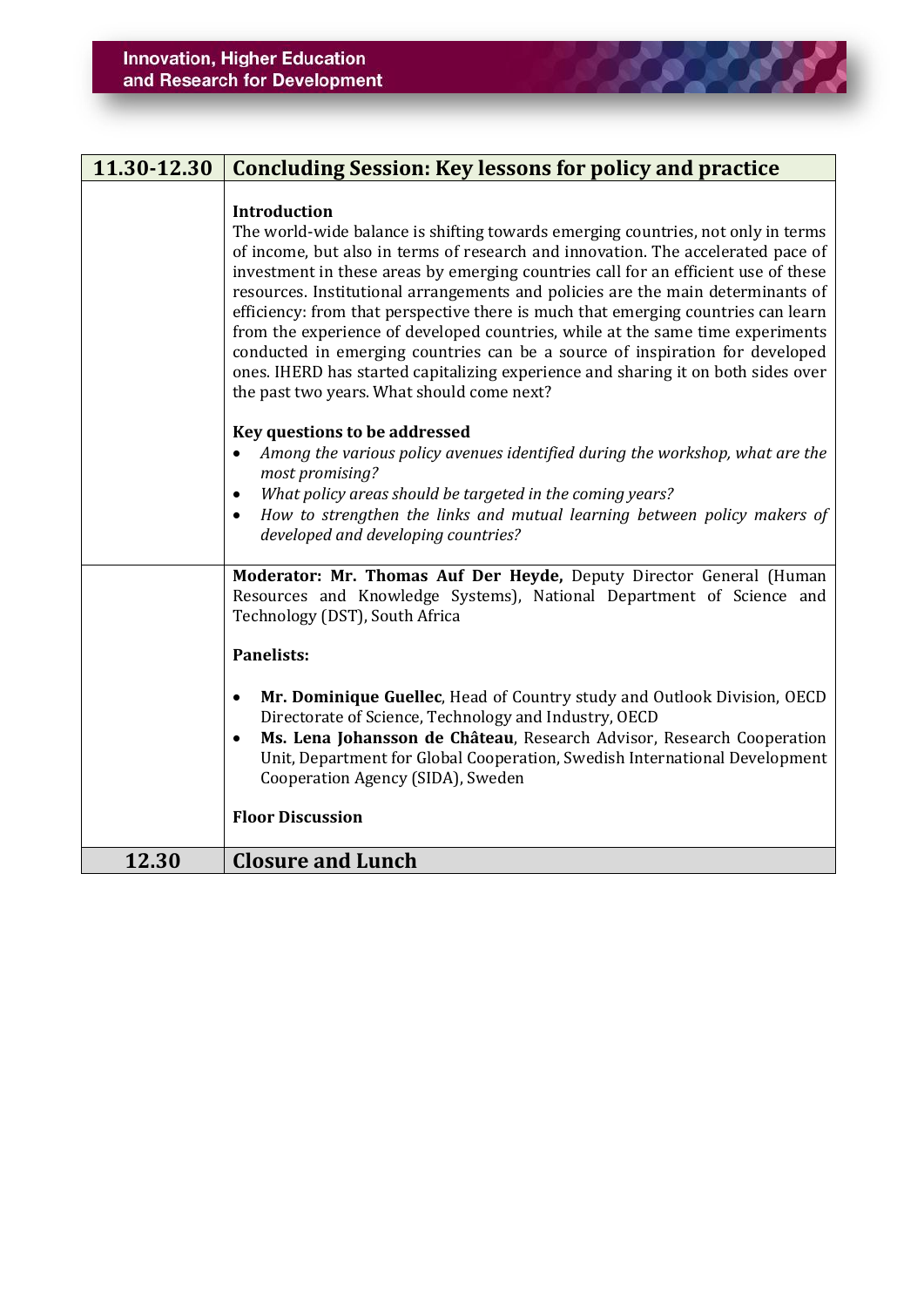| 11.30-12.30 | Concluding Session: Key lessons for policy and practice |
|---|---|
| | **Introduction**<br>The world-wide balance is shifting towards emerging countries, not only in terms of income, but also in terms of research and innovation. The accelerated pace of investment in these areas by emerging countries call for an efficient use of these resources. Institutional arrangements and policies are the main determinants of efficiency: from that perspective there is much that emerging countries can learn from the experience of developed countries, while at the same time experiments conducted in emerging countries can be a source of inspiration for developed ones. IHERD has started capitalizing experience and sharing it on both sides over the past two years. What should come next?<br><br>**Key questions to be addressed**<br>• *Among the various policy avenues identified during the workshop, what are the most promising?*<br>• *What policy areas should be targeted in the coming years?*<br>• *How to strengthen the links and mutual learning between policy makers of developed and developing countries?* |
| | **Moderator: Mr. Thomas Auf Der Heyde,** Deputy Director General (Human Resources and Knowledge Systems), National Department of Science and Technology (DST), South Africa<br><br>**Panelists:**<br><br>• **Mr. Dominique Guellec**, Head of Country study and Outlook Division, OECD Directorate of Science, Technology and Industry, OECD<br>• **Ms. Lena Johansson de Château**, Research Advisor, Research Cooperation Unit, Department for Global Cooperation, Swedish International Development Cooperation Agency (SIDA), Sweden<br><br>**Floor Discussion** |
| **12.30** | **Closure and Lunch** |